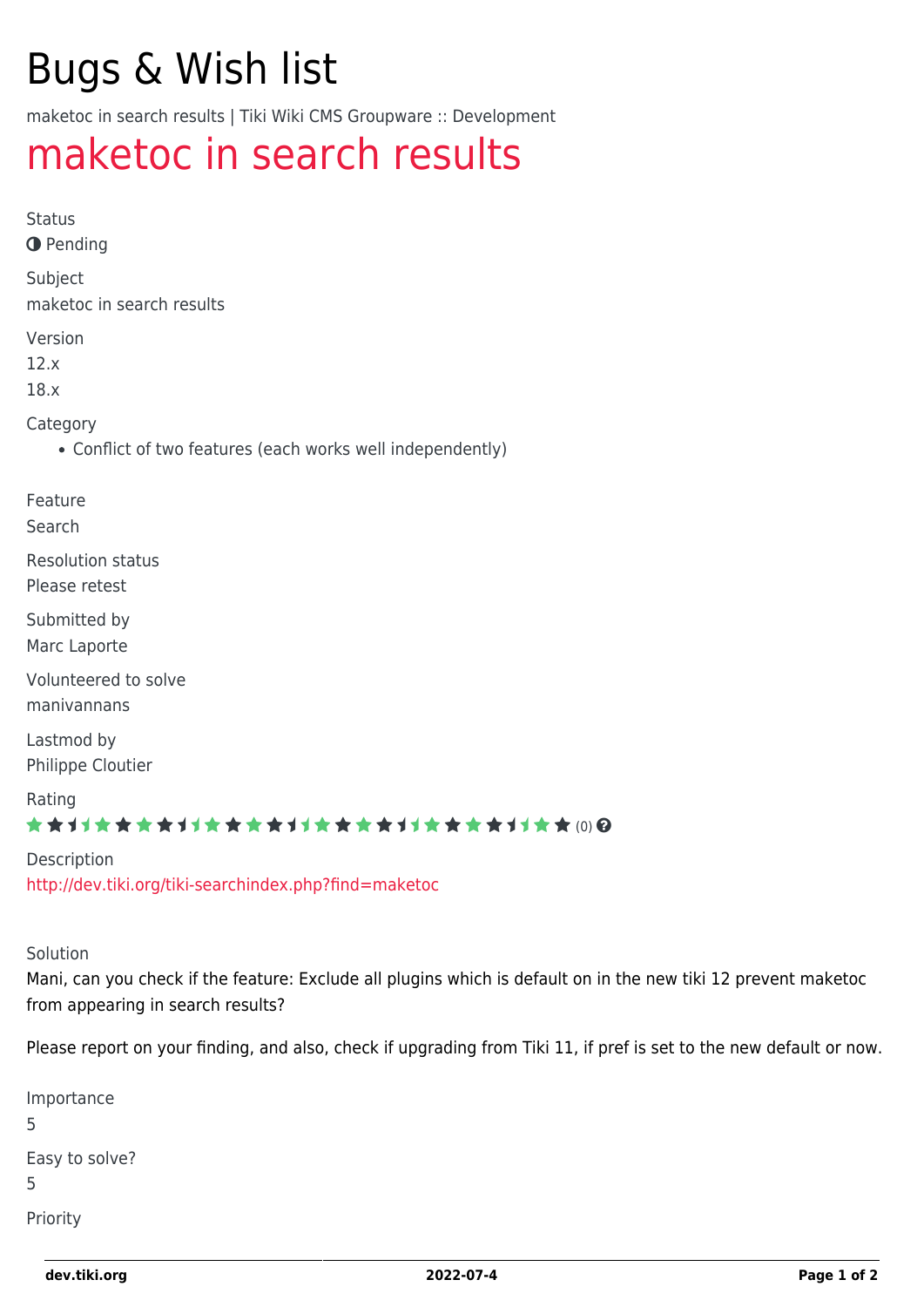# Bugs & Wish list

maketoc in search results | Tiki Wiki CMS Groupware :: Development

## maketoc in search results

Status

◑ Pending

Subject

maketoc in search results

Version

12.x

18.x

Category

- Conflict of two features (each works well independently)

Feature

Search

Resolution status

Please retest

Submitted by

Marc Laporte

Volunteered to solve

manivannans

Lastmod by

Philippe Cloutier

Rating

★★★★★★★★★★★★★★★★★★★★★★★★★★★★★★ (0)

Description

http://dev.tiki.org/tiki-searchindex.php?find=maketoc

Solution

Mani, can you check if the feature: Exclude all plugins which is default on in the new tiki 12 prevent maketoc from appearing in search results?

Please report on your finding, and also, check if upgrading from Tiki 11, if pref is set to the new default or now.

Importance

5

Easy to solve?

5

Priority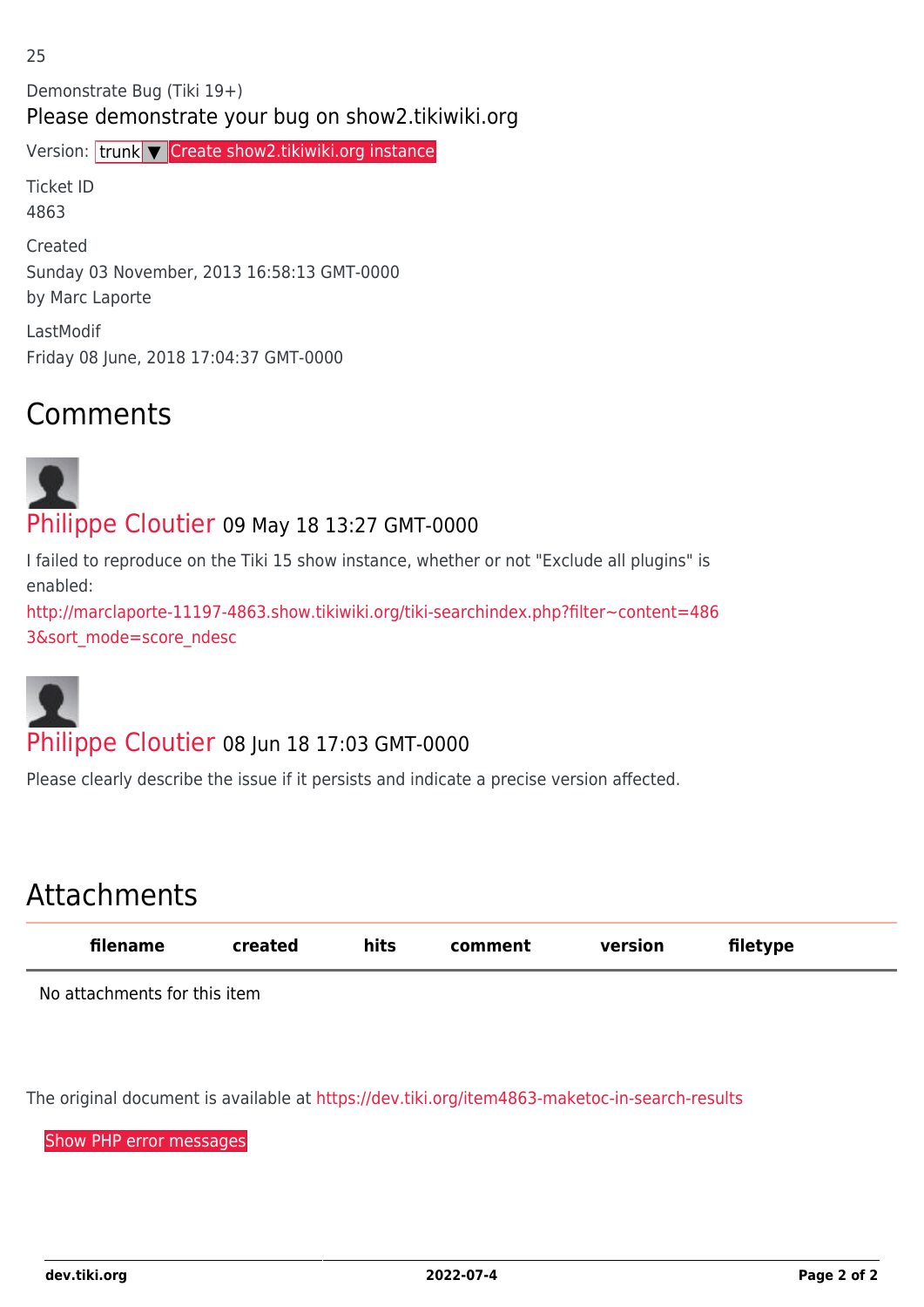25

Demonstrate Bug (Tiki 19+)

Please demonstrate your bug on show2.tikiwiki.org

Version: trunk ▼ Create show2.tikiwiki.org instance

Ticket ID
4863

Created
Sunday 03 November, 2013 16:58:13 GMT-0000
by Marc Laporte

LastModif
Friday 08 June, 2018 17:04:37 GMT-0000

## Comments

Philippe Cloutier 09 May 18 13:27 GMT-0000

I failed to reproduce on the Tiki 15 show instance, whether or not "Exclude all plugins" is enabled:
http://marclaporte-11197-4863.show.tikiwiki.org/tiki-searchindex.php?filter~content=4863&sort_mode=score_ndesc

Philippe Cloutier 08 Jun 18 17:03 GMT-0000

Please clearly describe the issue if it persists and indicate a precise version affected.

## Attachments

| filename | created | hits | comment | version | filetype |
|---|---|---|---|---|---|
| No attachments for this item | | | | | |

The original document is available at https://dev.tiki.org/item4863-maketoc-in-search-results

Show PHP error messages